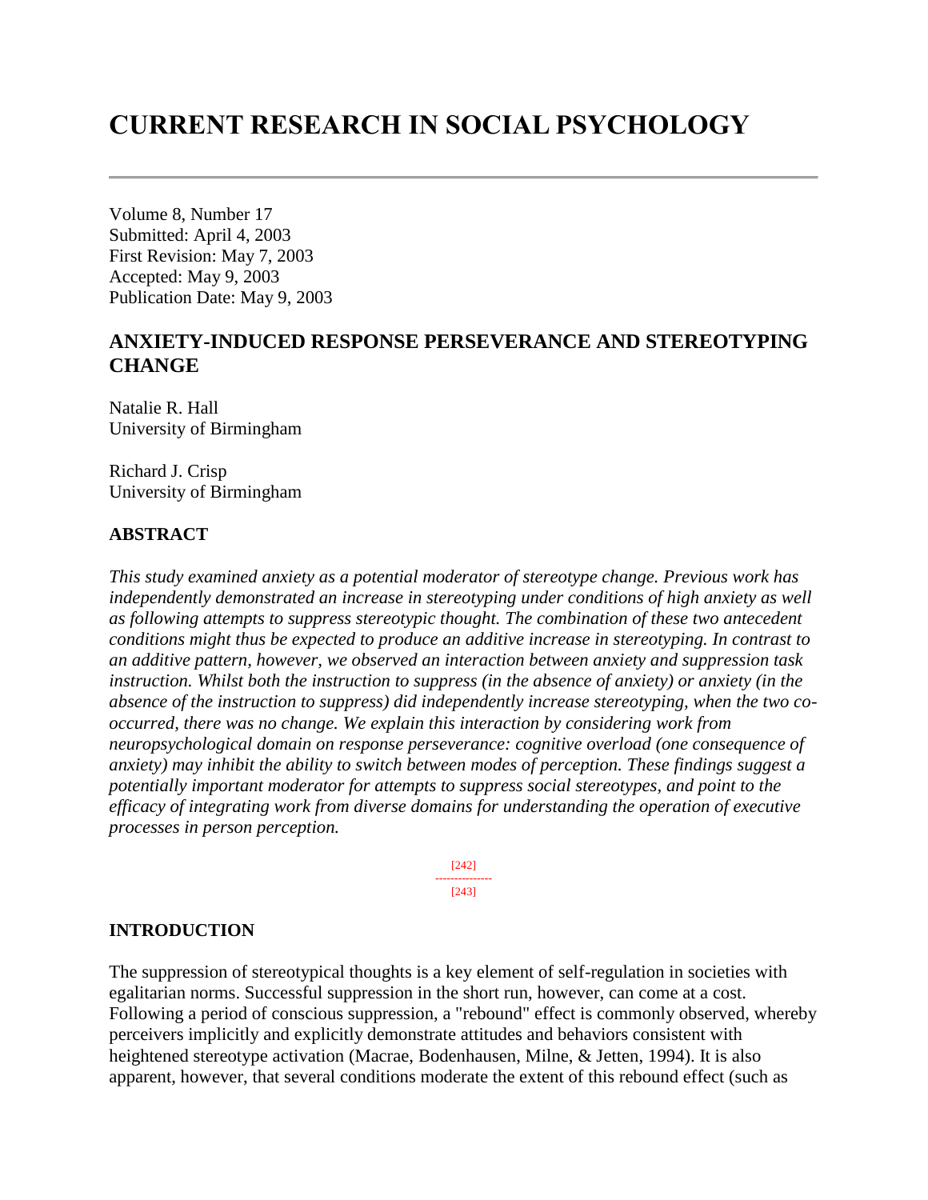# CURRENT RESEARCH IN SOCIAL PSYCHOLOGY

---

Volume 8, Number 17
Submitted: April 4, 2003
First Revision: May 7, 2003
Accepted: May 9, 2003
Publication Date: May 9, 2003

## ANXIETY-INDUCED RESPONSE PERSEVERANCE AND STEREOTYPING CHANGE

Natalie R. Hall
University of Birmingham

Richard J. Crisp
University of Birmingham

### ABSTRACT

*This study examined anxiety as a potential moderator of stereotype change. Previous work has independently demonstrated an increase in stereotyping under conditions of high anxiety as well as following attempts to suppress stereotypic thought. The combination of these two antecedent conditions might thus be expected to produce an additive increase in stereotyping. In contrast to an additive pattern, however, we observed an interaction between anxiety and suppression task instruction. Whilst both the instruction to suppress (in the absence of anxiety) or anxiety (in the absence of the instruction to suppress) did independently increase stereotyping, when the two co-occurred, there was no change. We explain this interaction by considering work from neuropsychological domain on response perseverance: cognitive overload (one consequence of anxiety) may inhibit the ability to switch between modes of perception. These findings suggest a potentially important moderator for attempts to suppress social stereotypes, and point to the efficacy of integrating work from diverse domains for understanding the operation of executive processes in person perception.*

[242]
---------------
[243]

### INTRODUCTION

The suppression of stereotypical thoughts is a key element of self-regulation in societies with egalitarian norms. Successful suppression in the short run, however, can come at a cost. Following a period of conscious suppression, a "rebound" effect is commonly observed, whereby perceivers implicitly and explicitly demonstrate attitudes and behaviors consistent with heightened stereotype activation (Macrae, Bodenhausen, Milne, & Jetten, 1994). It is also apparent, however, that several conditions moderate the extent of this rebound effect (such as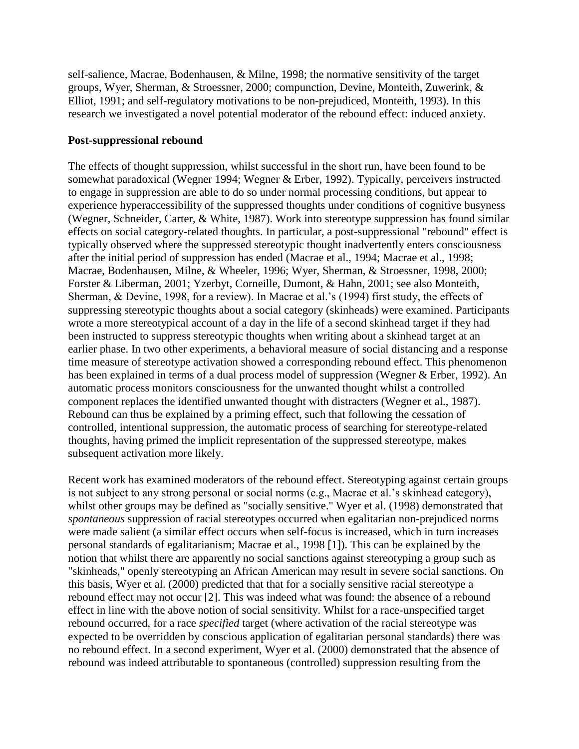self-salience, Macrae, Bodenhausen, & Milne, 1998; the normative sensitivity of the target groups, Wyer, Sherman, & Stroessner, 2000; compunction, Devine, Monteith, Zuwerink, & Elliot, 1991; and self-regulatory motivations to be non-prejudiced, Monteith, 1993). In this research we investigated a novel potential moderator of the rebound effect: induced anxiety.

**Post-suppressional rebound**

The effects of thought suppression, whilst successful in the short run, have been found to be somewhat paradoxical (Wegner 1994; Wegner & Erber, 1992). Typically, perceivers instructed to engage in suppression are able to do so under normal processing conditions, but appear to experience hyperaccessibility of the suppressed thoughts under conditions of cognitive busyness (Wegner, Schneider, Carter, & White, 1987). Work into stereotype suppression has found similar effects on social category-related thoughts. In particular, a post-suppressional "rebound" effect is typically observed where the suppressed stereotypic thought inadvertently enters consciousness after the initial period of suppression has ended (Macrae et al., 1994; Macrae et al., 1998; Macrae, Bodenhausen, Milne, & Wheeler, 1996; Wyer, Sherman, & Stroessner, 1998, 2000; Forster & Liberman, 2001; Yzerbyt, Corneille, Dumont, & Hahn, 2001; see also Monteith, Sherman, & Devine, 1998, for a review). In Macrae et al.'s (1994) first study, the effects of suppressing stereotypic thoughts about a social category (skinheads) were examined. Participants wrote a more stereotypical account of a day in the life of a second skinhead target if they had been instructed to suppress stereotypic thoughts when writing about a skinhead target at an earlier phase. In two other experiments, a behavioral measure of social distancing and a response time measure of stereotype activation showed a corresponding rebound effect. This phenomenon has been explained in terms of a dual process model of suppression (Wegner & Erber, 1992). An automatic process monitors consciousness for the unwanted thought whilst a controlled component replaces the identified unwanted thought with distracters (Wegner et al., 1987). Rebound can thus be explained by a priming effect, such that following the cessation of controlled, intentional suppression, the automatic process of searching for stereotype-related thoughts, having primed the implicit representation of the suppressed stereotype, makes subsequent activation more likely.

Recent work has examined moderators of the rebound effect. Stereotyping against certain groups is not subject to any strong personal or social norms (e.g., Macrae et al.'s skinhead category), whilst other groups may be defined as "socially sensitive." Wyer et al. (1998) demonstrated that *spontaneous* suppression of racial stereotypes occurred when egalitarian non-prejudiced norms were made salient (a similar effect occurs when self-focus is increased, which in turn increases personal standards of egalitarianism; Macrae et al., 1998 [1]). This can be explained by the notion that whilst there are apparently no social sanctions against stereotyping a group such as "skinheads," openly stereotyping an African American may result in severe social sanctions. On this basis, Wyer et al. (2000) predicted that that for a socially sensitive racial stereotype a rebound effect may not occur [2]. This was indeed what was found: the absence of a rebound effect in line with the above notion of social sensitivity. Whilst for a race-unspecified target rebound occurred, for a race *specified* target (where activation of the racial stereotype was expected to be overridden by conscious application of egalitarian personal standards) there was no rebound effect. In a second experiment, Wyer et al. (2000) demonstrated that the absence of rebound was indeed attributable to spontaneous (controlled) suppression resulting from the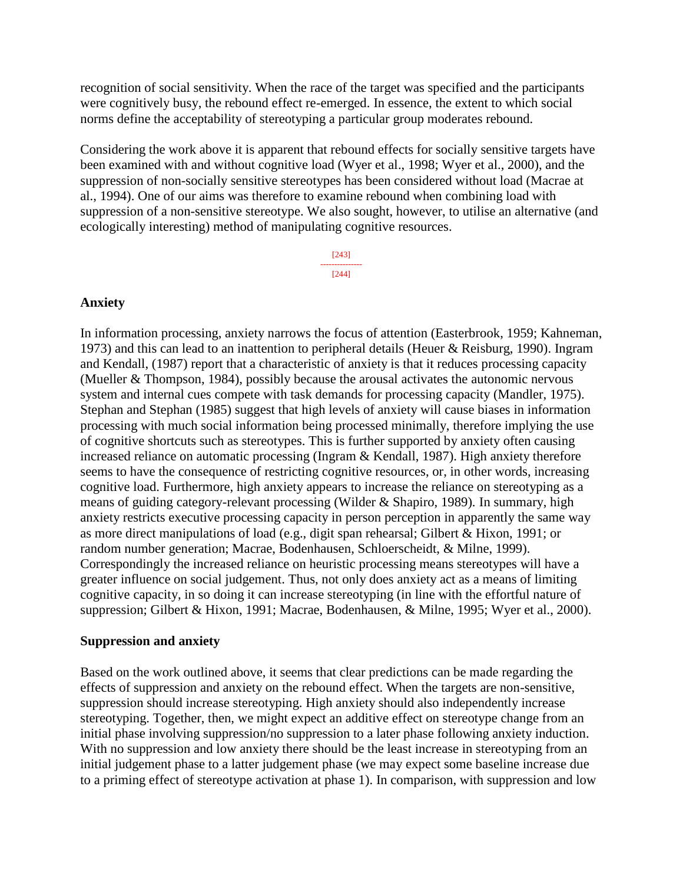recognition of social sensitivity. When the race of the target was specified and the participants were cognitively busy, the rebound effect re-emerged. In essence, the extent to which social norms define the acceptability of stereotyping a particular group moderates rebound.

Considering the work above it is apparent that rebound effects for socially sensitive targets have been examined with and without cognitive load (Wyer et al., 1998; Wyer et al., 2000), and the suppression of non-socially sensitive stereotypes has been considered without load (Macrae at al., 1994). One of our aims was therefore to examine rebound when combining load with suppression of a non-sensitive stereotype. We also sought, however, to utilise an alternative (and ecologically interesting) method of manipulating cognitive resources.

## Anxiety

In information processing, anxiety narrows the focus of attention (Easterbrook, 1959; Kahneman, 1973) and this can lead to an inattention to peripheral details (Heuer & Reisburg, 1990). Ingram and Kendall, (1987) report that a characteristic of anxiety is that it reduces processing capacity (Mueller & Thompson, 1984), possibly because the arousal activates the autonomic nervous system and internal cues compete with task demands for processing capacity (Mandler, 1975). Stephan and Stephan (1985) suggest that high levels of anxiety will cause biases in information processing with much social information being processed minimally, therefore implying the use of cognitive shortcuts such as stereotypes. This is further supported by anxiety often causing increased reliance on automatic processing (Ingram & Kendall, 1987). High anxiety therefore seems to have the consequence of restricting cognitive resources, or, in other words, increasing cognitive load. Furthermore, high anxiety appears to increase the reliance on stereotyping as a means of guiding category-relevant processing (Wilder & Shapiro, 1989). In summary, high anxiety restricts executive processing capacity in person perception in apparently the same way as more direct manipulations of load (e.g., digit span rehearsal; Gilbert & Hixon, 1991; or random number generation; Macrae, Bodenhausen, Schloerscheidt, & Milne, 1999). Correspondingly the increased reliance on heuristic processing means stereotypes will have a greater influence on social judgement. Thus, not only does anxiety act as a means of limiting cognitive capacity, in so doing it can increase stereotyping (in line with the effortful nature of suppression; Gilbert & Hixon, 1991; Macrae, Bodenhausen, & Milne, 1995; Wyer et al., 2000).

## Suppression and anxiety

Based on the work outlined above, it seems that clear predictions can be made regarding the effects of suppression and anxiety on the rebound effect. When the targets are non-sensitive, suppression should increase stereotyping. High anxiety should also independently increase stereotyping. Together, then, we might expect an additive effect on stereotype change from an initial phase involving suppression/no suppression to a later phase following anxiety induction. With no suppression and low anxiety there should be the least increase in stereotyping from an initial judgement phase to a latter judgement phase (we may expect some baseline increase due to a priming effect of stereotype activation at phase 1). In comparison, with suppression and low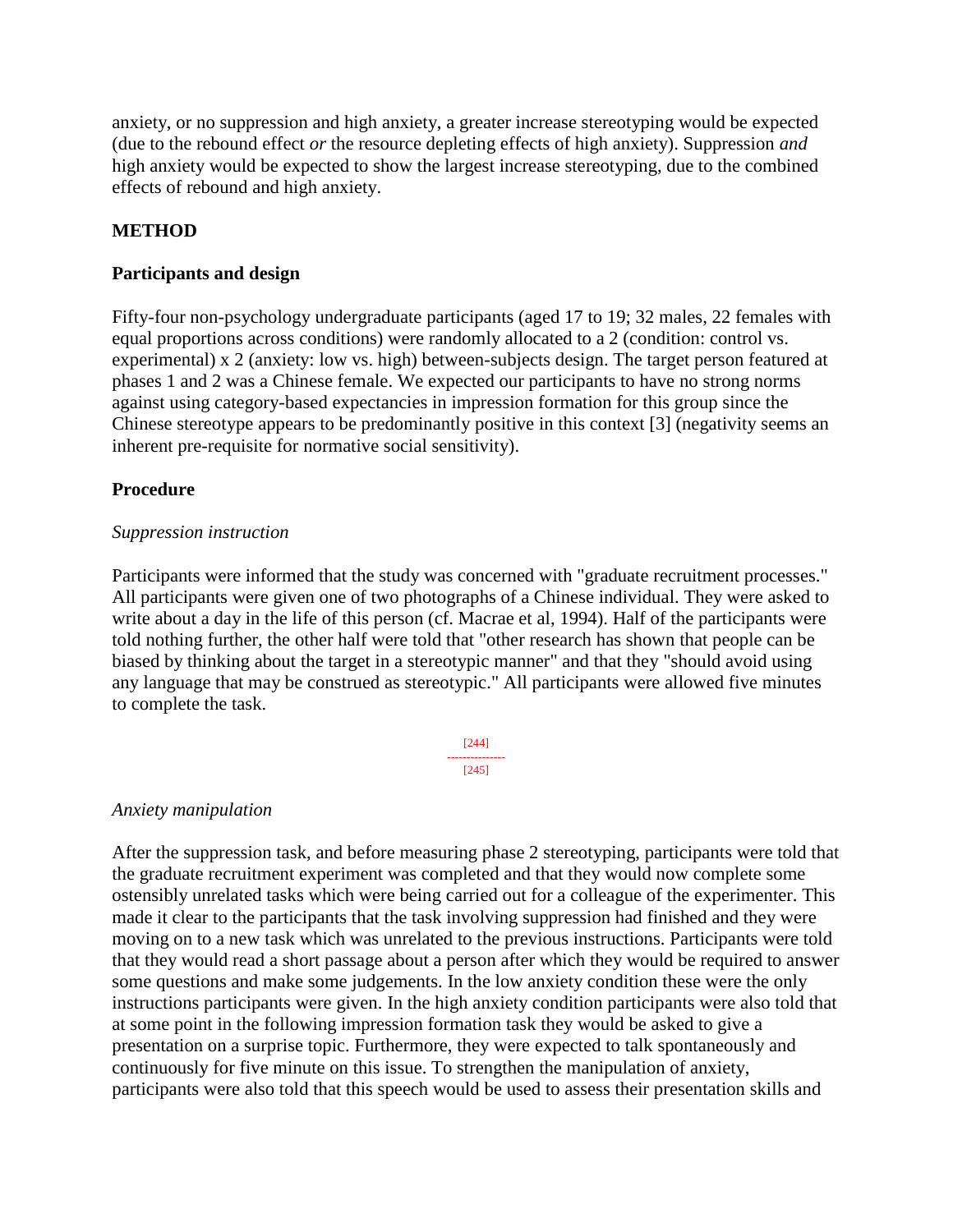anxiety, or no suppression and high anxiety, a greater increase stereotyping would be expected (due to the rebound effect *or* the resource depleting effects of high anxiety). Suppression *and* high anxiety would be expected to show the largest increase stereotyping, due to the combined effects of rebound and high anxiety.

## METHOD

### Participants and design

Fifty-four non-psychology undergraduate participants (aged 17 to 19; 32 males, 22 females with equal proportions across conditions) were randomly allocated to a 2 (condition: control vs. experimental) x 2 (anxiety: low vs. high) between-subjects design. The target person featured at phases 1 and 2 was a Chinese female. We expected our participants to have no strong norms against using category-based expectancies in impression formation for this group since the Chinese stereotype appears to be predominantly positive in this context [3] (negativity seems an inherent pre-requisite for normative social sensitivity).

### Procedure

*Suppression instruction*

Participants were informed that the study was concerned with "graduate recruitment processes." All participants were given one of two photographs of a Chinese individual. They were asked to write about a day in the life of this person (cf. Macrae et al, 1994). Half of the participants were told nothing further, the other half were told that "other research has shown that people can be biased by thinking about the target in a stereotypic manner" and that they "should avoid using any language that may be construed as stereotypic." All participants were allowed five minutes to complete the task.

*Anxiety manipulation*

After the suppression task, and before measuring phase 2 stereotyping, participants were told that the graduate recruitment experiment was completed and that they would now complete some ostensibly unrelated tasks which were being carried out for a colleague of the experimenter. This made it clear to the participants that the task involving suppression had finished and they were moving on to a new task which was unrelated to the previous instructions. Participants were told that they would read a short passage about a person after which they would be required to answer some questions and make some judgements. In the low anxiety condition these were the only instructions participants were given. In the high anxiety condition participants were also told that at some point in the following impression formation task they would be asked to give a presentation on a surprise topic. Furthermore, they were expected to talk spontaneously and continuously for five minute on this issue. To strengthen the manipulation of anxiety, participants were also told that this speech would be used to assess their presentation skills and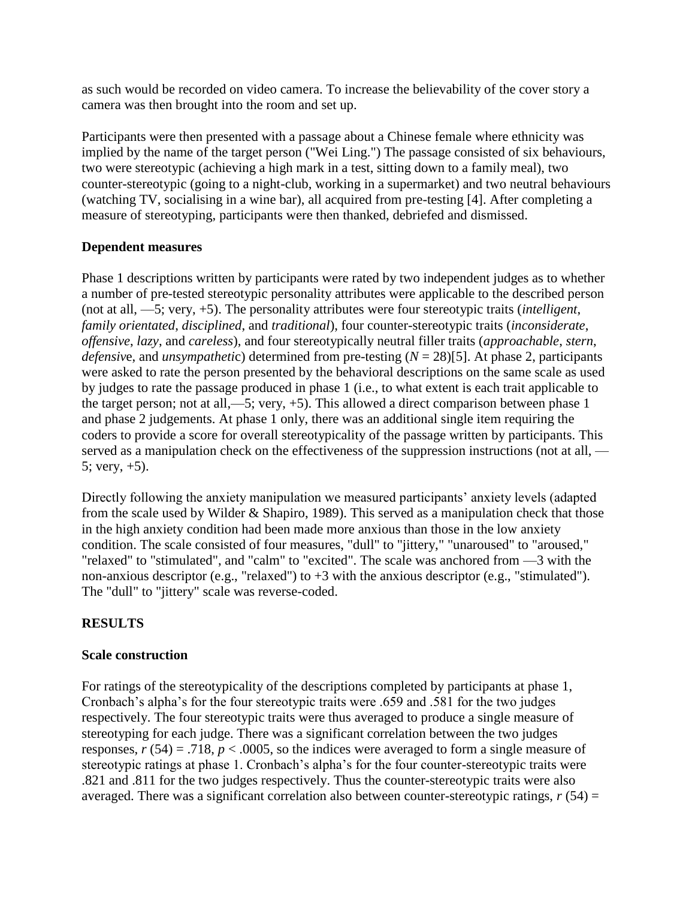as such would be recorded on video camera. To increase the believability of the cover story a camera was then brought into the room and set up.

Participants were then presented with a passage about a Chinese female where ethnicity was implied by the name of the target person ("Wei Ling.") The passage consisted of six behaviours, two were stereotypic (achieving a high mark in a test, sitting down to a family meal), two counter-stereotypic (going to a night-club, working in a supermarket) and two neutral behaviours (watching TV, socialising in a wine bar), all acquired from pre-testing [4]. After completing a measure of stereotyping, participants were then thanked, debriefed and dismissed.

### Dependent measures

Phase 1 descriptions written by participants were rated by two independent judges as to whether a number of pre-tested stereotypic personality attributes were applicable to the described person (not at all, —5; very, +5). The personality attributes were four stereotypic traits (*intelligent*, *family orientated*, *disciplined*, and *traditional*), four counter-stereotypic traits (*inconsiderate*, *offensive*, *lazy*, and *careless*), and four stereotypically neutral filler traits (*approachable*, *stern*, *defensiv*e, and *unsympatheti*c) determined from pre-testing ($N = 28$)[5]. At phase 2, participants were asked to rate the person presented by the behavioral descriptions on the same scale as used by judges to rate the passage produced in phase 1 (i.e., to what extent is each trait applicable to the target person; not at all,—5; very, +5). This allowed a direct comparison between phase 1 and phase 2 judgements. At phase 1 only, there was an additional single item requiring the coders to provide a score for overall stereotypicality of the passage written by participants. This served as a manipulation check on the effectiveness of the suppression instructions (not at all, —5; very, +5).

Directly following the anxiety manipulation we measured participants' anxiety levels (adapted from the scale used by Wilder & Shapiro, 1989). This served as a manipulation check that those in the high anxiety condition had been made more anxious than those in the low anxiety condition. The scale consisted of four measures, "dull" to "jittery," "unaroused" to "aroused," "relaxed" to "stimulated", and "calm" to "excited". The scale was anchored from —3 with the non-anxious descriptor (e.g., "relaxed") to +3 with the anxious descriptor (e.g., "stimulated"). The "dull" to "jittery" scale was reverse-coded.

## RESULTS

### Scale construction

For ratings of the stereotypicality of the descriptions completed by participants at phase 1, Cronbach's alpha's for the four stereotypic traits were .659 and .581 for the two judges respectively. The four stereotypic traits were thus averaged to produce a single measure of stereotyping for each judge. There was a significant correlation between the two judges responses, $r\,(54) = .718$, $p < .0005$, so the indices were averaged to form a single measure of stereotypic ratings at phase 1. Cronbach's alpha's for the four counter-stereotypic traits were .821 and .811 for the two judges respectively. Thus the counter-stereotypic traits were also averaged. There was a significant correlation also between counter-stereotypic ratings, $r\,(54) =$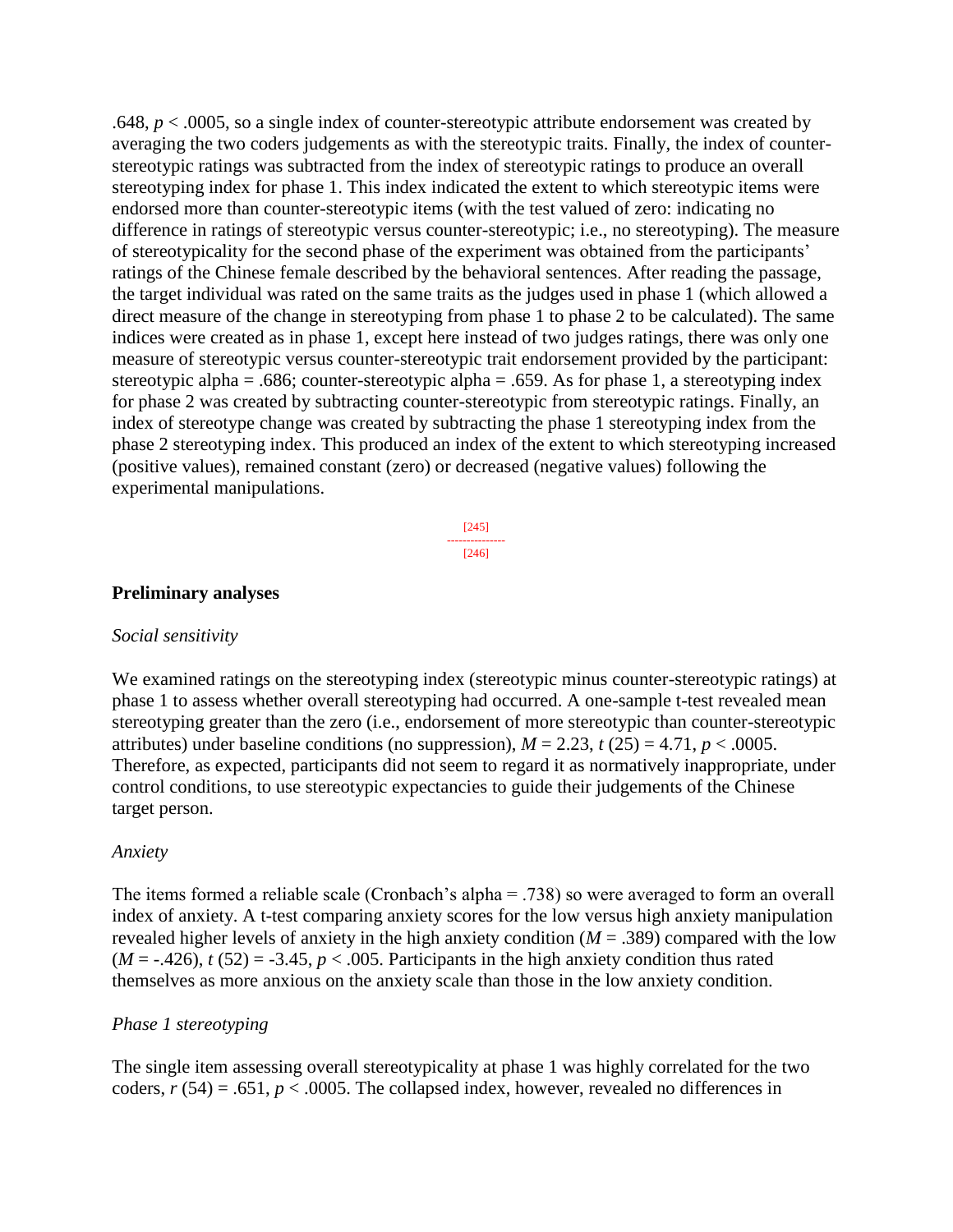.648, $p < .0005$, so a single index of counter-stereotypic attribute endorsement was created by averaging the two coders judgements as with the stereotypic traits. Finally, the index of counter-stereotypic ratings was subtracted from the index of stereotypic ratings to produce an overall stereotyping index for phase 1. This index indicated the extent to which stereotypic items were endorsed more than counter-stereotypic items (with the test valued of zero: indicating no difference in ratings of stereotypic versus counter-stereotypic; i.e., no stereotyping). The measure of stereotypicality for the second phase of the experiment was obtained from the participants' ratings of the Chinese female described by the behavioral sentences. After reading the passage, the target individual was rated on the same traits as the judges used in phase 1 (which allowed a direct measure of the change in stereotyping from phase 1 to phase 2 to be calculated). The same indices were created as in phase 1, except here instead of two judges ratings, there was only one measure of stereotypic versus counter-stereotypic trait endorsement provided by the participant: stereotypic alpha = .686; counter-stereotypic alpha = .659. As for phase 1, a stereotyping index for phase 2 was created by subtracting counter-stereotypic from stereotypic ratings. Finally, an index of stereotype change was created by subtracting the phase 1 stereotyping index from the phase 2 stereotyping index. This produced an index of the extent to which stereotyping increased (positive values), remained constant (zero) or decreased (negative values) following the experimental manipulations.

[245]
---------------
[246]

### Preliminary analyses

*Social sensitivity*

We examined ratings on the stereotyping index (stereotypic minus counter-stereotypic ratings) at phase 1 to assess whether overall stereotyping had occurred. A one-sample t-test revealed mean stereotyping greater than the zero (i.e., endorsement of more stereotypic than counter-stereotypic attributes) under baseline conditions (no suppression), $M = 2.23$, $t\,(25) = 4.71$, $p < .0005$. Therefore, as expected, participants did not seem to regard it as normatively inappropriate, under control conditions, to use stereotypic expectancies to guide their judgements of the Chinese target person.

*Anxiety*

The items formed a reliable scale (Cronbach's alpha = .738) so were averaged to form an overall index of anxiety. A t-test comparing anxiety scores for the low versus high anxiety manipulation revealed higher levels of anxiety in the high anxiety condition ($M = .389$) compared with the low ($M = -.426$), $t\,(52) = -3.45$, $p < .005$. Participants in the high anxiety condition thus rated themselves as more anxious on the anxiety scale than those in the low anxiety condition.

*Phase 1 stereotyping*

The single item assessing overall stereotypicality at phase 1 was highly correlated for the two coders, $r\,(54) = .651$, $p < .0005$. The collapsed index, however, revealed no differences in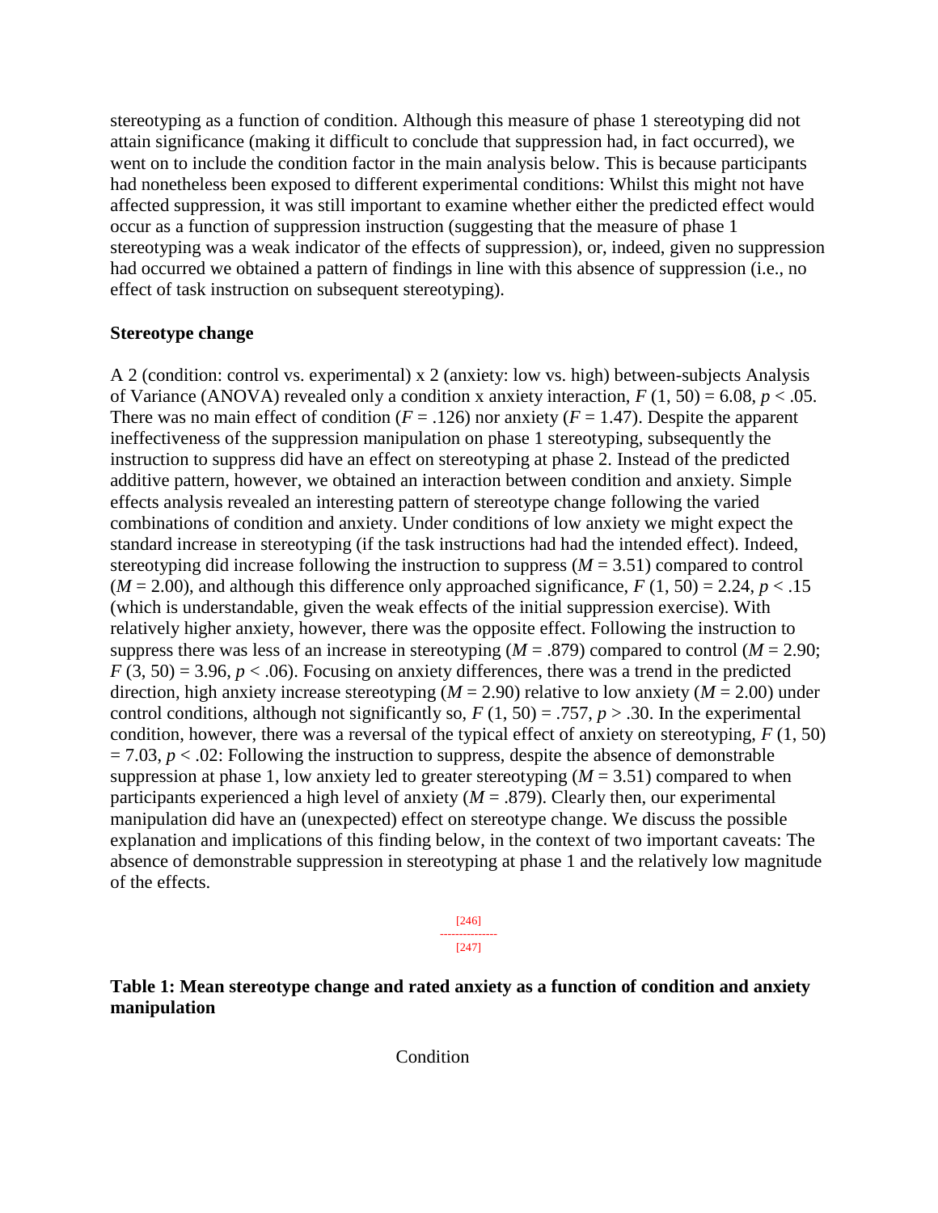stereotyping as a function of condition. Although this measure of phase 1 stereotyping did not attain significance (making it difficult to conclude that suppression had, in fact occurred), we went on to include the condition factor in the main analysis below. This is because participants had nonetheless been exposed to different experimental conditions: Whilst this might not have affected suppression, it was still important to examine whether either the predicted effect would occur as a function of suppression instruction (suggesting that the measure of phase 1 stereotyping was a weak indicator of the effects of suppression), or, indeed, given no suppression had occurred we obtained a pattern of findings in line with this absence of suppression (i.e., no effect of task instruction on subsequent stereotyping).

**Stereotype change**

A 2 (condition: control vs. experimental) x 2 (anxiety: low vs. high) between-subjects Analysis of Variance (ANOVA) revealed only a condition x anxiety interaction, $F$ (1, 50) = 6.08, $p < .05$. There was no main effect of condition ($F = .126$) nor anxiety ($F = 1.47$). Despite the apparent ineffectiveness of the suppression manipulation on phase 1 stereotyping, subsequently the instruction to suppress did have an effect on stereotyping at phase 2. Instead of the predicted additive pattern, however, we obtained an interaction between condition and anxiety. Simple effects analysis revealed an interesting pattern of stereotype change following the varied combinations of condition and anxiety. Under conditions of low anxiety we might expect the standard increase in stereotyping (if the task instructions had had the intended effect). Indeed, stereotyping did increase following the instruction to suppress ($M = 3.51$) compared to control ($M = 2.00$), and although this difference only approached significance, $F$ (1, 50) = 2.24, $p < .15$ (which is understandable, given the weak effects of the initial suppression exercise). With relatively higher anxiety, however, there was the opposite effect. Following the instruction to suppress there was less of an increase in stereotyping ($M = .879$) compared to control ($M = 2.90$; $F$ (3, 50) = 3.96, $p < .06$). Focusing on anxiety differences, there was a trend in the predicted direction, high anxiety increase stereotyping ($M = 2.90$) relative to low anxiety ($M = 2.00$) under control conditions, although not significantly so, $F$ (1, 50) = .757, $p > .30$. In the experimental condition, however, there was a reversal of the typical effect of anxiety on stereotyping, $F$ (1, 50) = 7.03, $p < .02$: Following the instruction to suppress, despite the absence of demonstrable suppression at phase 1, low anxiety led to greater stereotyping ($M = 3.51$) compared to when participants experienced a high level of anxiety ($M = .879$). Clearly then, our experimental manipulation did have an (unexpected) effect on stereotype change. We discuss the possible explanation and implications of this finding below, in the context of two important caveats: The absence of demonstrable suppression in stereotyping at phase 1 and the relatively low magnitude of the effects.

**Table 1: Mean stereotype change and rated anxiety as a function of condition and anxiety manipulation**

Condition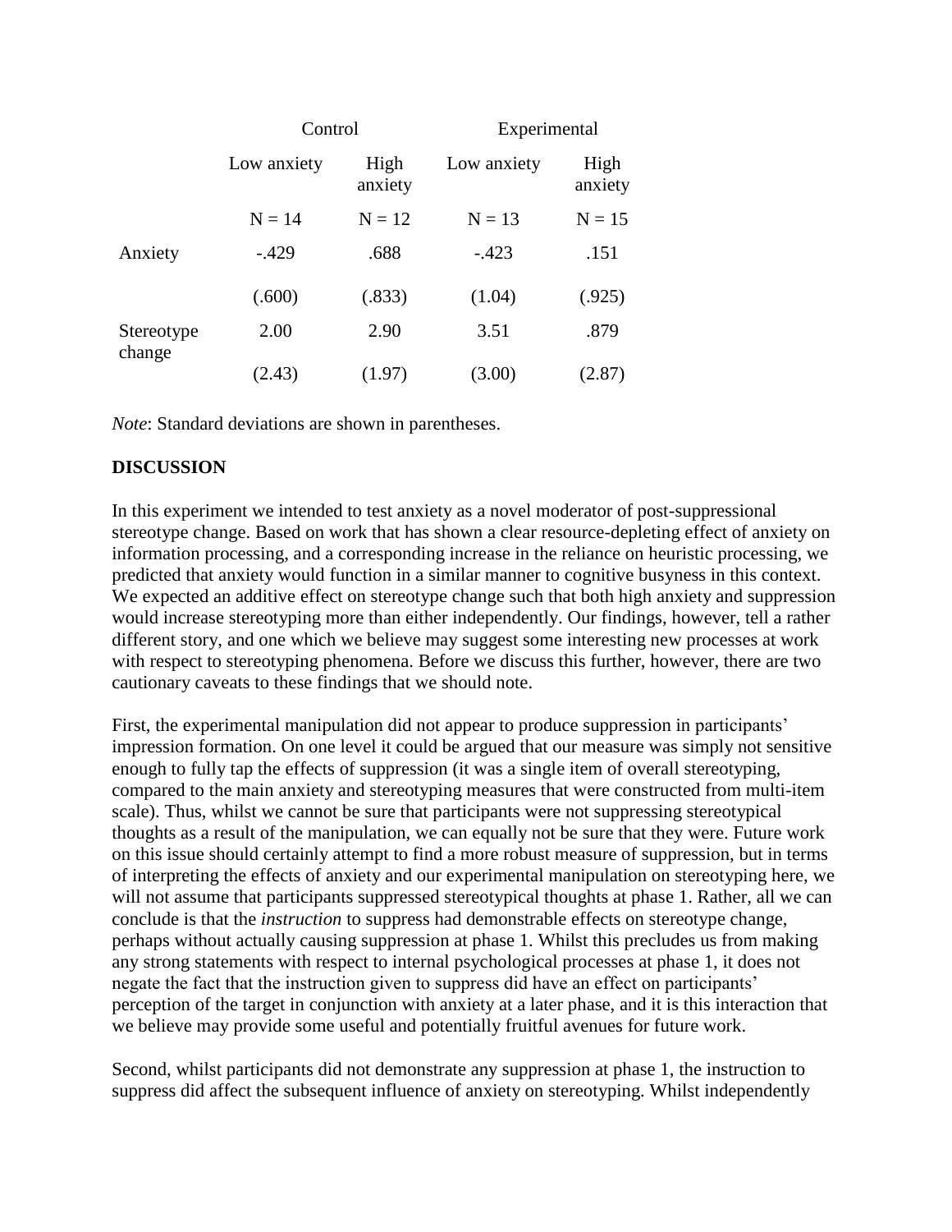| | Control | | Experimental | |
|---|---|---|---|---|
| | Low anxiety | High anxiety | Low anxiety | High anxiety |
| | N = 14 | N = 12 | N = 13 | N = 15 |
| Anxiety | -.429 | .688 | -.423 | .151 |
| | (.600) | (.833) | (1.04) | (.925) |
| Stereotype change | 2.00 | 2.90 | 3.51 | .879 |
| | (2.43) | (1.97) | (3.00) | (2.87) |

*Note*: Standard deviations are shown in parentheses.

## DISCUSSION

In this experiment we intended to test anxiety as a novel moderator of post-suppressional stereotype change. Based on work that has shown a clear resource-depleting effect of anxiety on information processing, and a corresponding increase in the reliance on heuristic processing, we predicted that anxiety would function in a similar manner to cognitive busyness in this context. We expected an additive effect on stereotype change such that both high anxiety and suppression would increase stereotyping more than either independently. Our findings, however, tell a rather different story, and one which we believe may suggest some interesting new processes at work with respect to stereotyping phenomena. Before we discuss this further, however, there are two cautionary caveats to these findings that we should note.

First, the experimental manipulation did not appear to produce suppression in participants' impression formation. On one level it could be argued that our measure was simply not sensitive enough to fully tap the effects of suppression (it was a single item of overall stereotyping, compared to the main anxiety and stereotyping measures that were constructed from multi-item scale). Thus, whilst we cannot be sure that participants were not suppressing stereotypical thoughts as a result of the manipulation, we can equally not be sure that they were. Future work on this issue should certainly attempt to find a more robust measure of suppression, but in terms of interpreting the effects of anxiety and our experimental manipulation on stereotyping here, we will not assume that participants suppressed stereotypical thoughts at phase 1. Rather, all we can conclude is that the *instruction* to suppress had demonstrable effects on stereotype change, perhaps without actually causing suppression at phase 1. Whilst this precludes us from making any strong statements with respect to internal psychological processes at phase 1, it does not negate the fact that the instruction given to suppress did have an effect on participants' perception of the target in conjunction with anxiety at a later phase, and it is this interaction that we believe may provide some useful and potentially fruitful avenues for future work.

Second, whilst participants did not demonstrate any suppression at phase 1, the instruction to suppress did affect the subsequent influence of anxiety on stereotyping. Whilst independently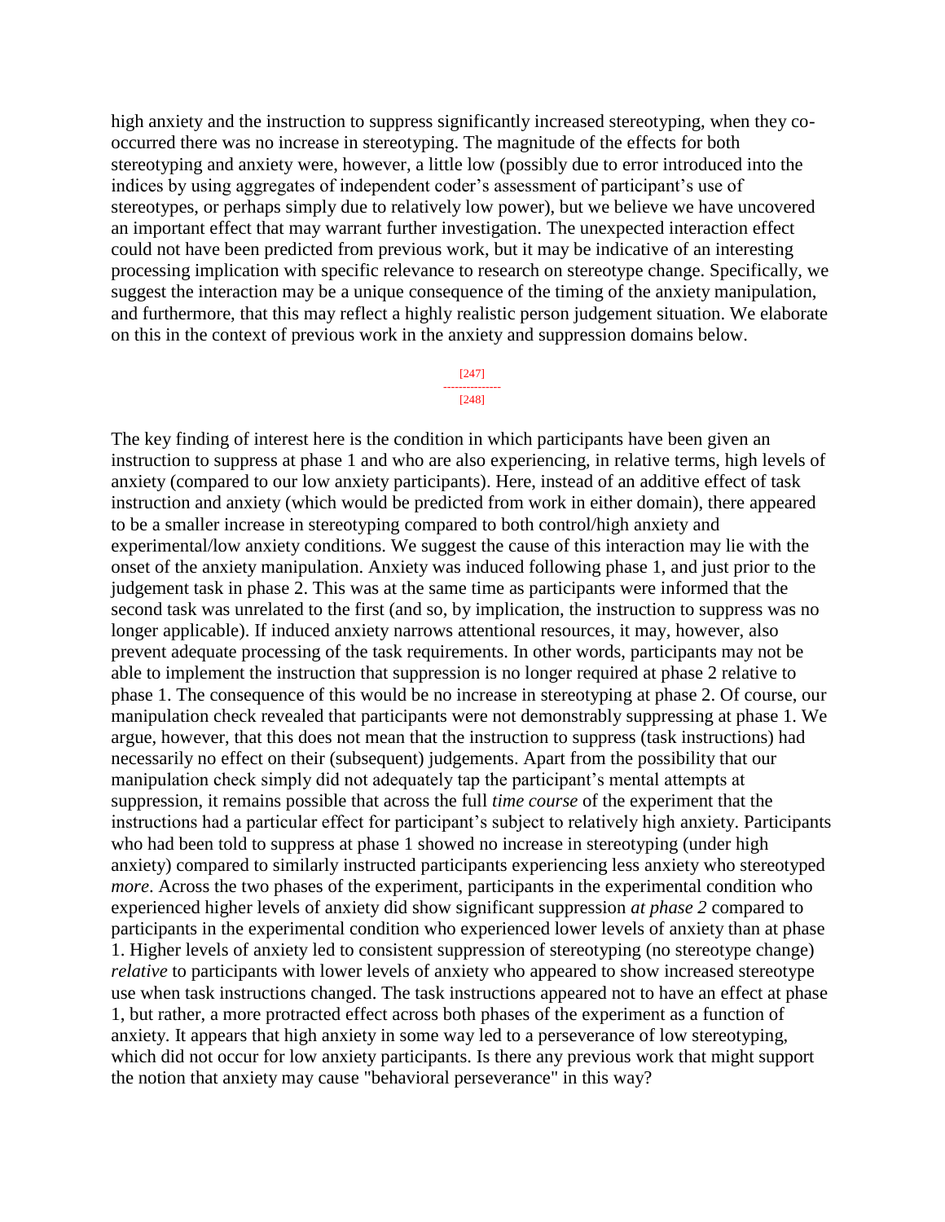high anxiety and the instruction to suppress significantly increased stereotyping, when they co-occurred there was no increase in stereotyping. The magnitude of the effects for both stereotyping and anxiety were, however, a little low (possibly due to error introduced into the indices by using aggregates of independent coder's assessment of participant's use of stereotypes, or perhaps simply due to relatively low power), but we believe we have uncovered an important effect that may warrant further investigation. The unexpected interaction effect could not have been predicted from previous work, but it may be indicative of an interesting processing implication with specific relevance to research on stereotype change. Specifically, we suggest the interaction may be a unique consequence of the timing of the anxiety manipulation, and furthermore, that this may reflect a highly realistic person judgement situation. We elaborate on this in the context of previous work in the anxiety and suppression domains below.

The key finding of interest here is the condition in which participants have been given an instruction to suppress at phase 1 and who are also experiencing, in relative terms, high levels of anxiety (compared to our low anxiety participants). Here, instead of an additive effect of task instruction and anxiety (which would be predicted from work in either domain), there appeared to be a smaller increase in stereotyping compared to both control/high anxiety and experimental/low anxiety conditions. We suggest the cause of this interaction may lie with the onset of the anxiety manipulation. Anxiety was induced following phase 1, and just prior to the judgement task in phase 2. This was at the same time as participants were informed that the second task was unrelated to the first (and so, by implication, the instruction to suppress was no longer applicable). If induced anxiety narrows attentional resources, it may, however, also prevent adequate processing of the task requirements. In other words, participants may not be able to implement the instruction that suppression is no longer required at phase 2 relative to phase 1. The consequence of this would be no increase in stereotyping at phase 2. Of course, our manipulation check revealed that participants were not demonstrably suppressing at phase 1. We argue, however, that this does not mean that the instruction to suppress (task instructions) had necessarily no effect on their (subsequent) judgements. Apart from the possibility that our manipulation check simply did not adequately tap the participant's mental attempts at suppression, it remains possible that across the full *time course* of the experiment that the instructions had a particular effect for participant's subject to relatively high anxiety. Participants who had been told to suppress at phase 1 showed no increase in stereotyping (under high anxiety) compared to similarly instructed participants experiencing less anxiety who stereotyped *more*. Across the two phases of the experiment, participants in the experimental condition who experienced higher levels of anxiety did show significant suppression *at phase 2* compared to participants in the experimental condition who experienced lower levels of anxiety than at phase 1. Higher levels of anxiety led to consistent suppression of stereotyping (no stereotype change) *relative* to participants with lower levels of anxiety who appeared to show increased stereotype use when task instructions changed. The task instructions appeared not to have an effect at phase 1, but rather, a more protracted effect across both phases of the experiment as a function of anxiety. It appears that high anxiety in some way led to a perseverance of low stereotyping, which did not occur for low anxiety participants. Is there any previous work that might support the notion that anxiety may cause "behavioral perseverance" in this way?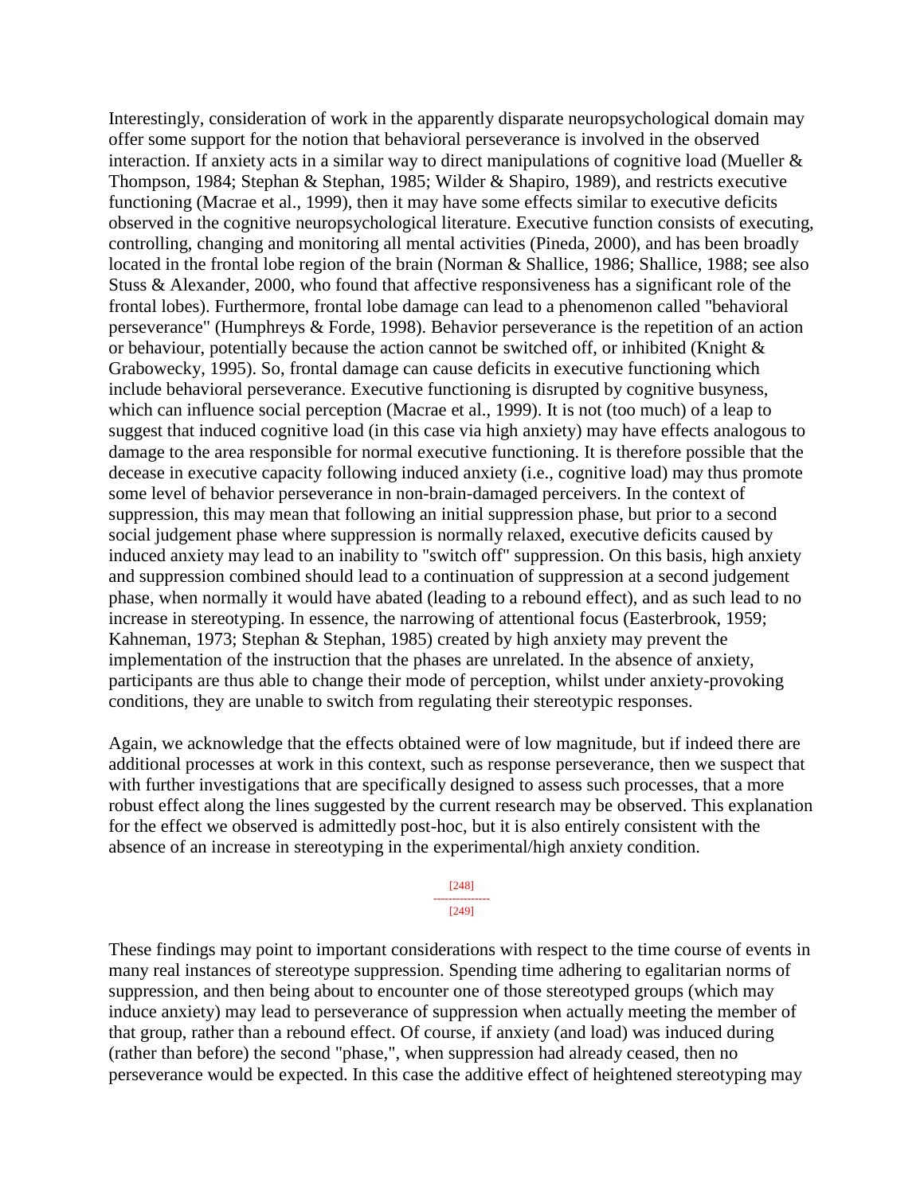Interestingly, consideration of work in the apparently disparate neuropsychological domain may offer some support for the notion that behavioral perseverance is involved in the observed interaction. If anxiety acts in a similar way to direct manipulations of cognitive load (Mueller & Thompson, 1984; Stephan & Stephan, 1985; Wilder & Shapiro, 1989), and restricts executive functioning (Macrae et al., 1999), then it may have some effects similar to executive deficits observed in the cognitive neuropsychological literature. Executive function consists of executing, controlling, changing and monitoring all mental activities (Pineda, 2000), and has been broadly located in the frontal lobe region of the brain (Norman & Shallice, 1986; Shallice, 1988; see also Stuss & Alexander, 2000, who found that affective responsiveness has a significant role of the frontal lobes). Furthermore, frontal lobe damage can lead to a phenomenon called "behavioral perseverance" (Humphreys & Forde, 1998). Behavior perseverance is the repetition of an action or behaviour, potentially because the action cannot be switched off, or inhibited (Knight & Grabowecky, 1995). So, frontal damage can cause deficits in executive functioning which include behavioral perseverance. Executive functioning is disrupted by cognitive busyness, which can influence social perception (Macrae et al., 1999). It is not (too much) of a leap to suggest that induced cognitive load (in this case via high anxiety) may have effects analogous to damage to the area responsible for normal executive functioning. It is therefore possible that the decease in executive capacity following induced anxiety (i.e., cognitive load) may thus promote some level of behavior perseverance in non-brain-damaged perceivers. In the context of suppression, this may mean that following an initial suppression phase, but prior to a second social judgement phase where suppression is normally relaxed, executive deficits caused by induced anxiety may lead to an inability to "switch off" suppression. On this basis, high anxiety and suppression combined should lead to a continuation of suppression at a second judgement phase, when normally it would have abated (leading to a rebound effect), and as such lead to no increase in stereotyping. In essence, the narrowing of attentional focus (Easterbrook, 1959; Kahneman, 1973; Stephan & Stephan, 1985) created by high anxiety may prevent the implementation of the instruction that the phases are unrelated. In the absence of anxiety, participants are thus able to change their mode of perception, whilst under anxiety-provoking conditions, they are unable to switch from regulating their stereotypic responses.

Again, we acknowledge that the effects obtained were of low magnitude, but if indeed there are additional processes at work in this context, such as response perseverance, then we suspect that with further investigations that are specifically designed to assess such processes, that a more robust effect along the lines suggested by the current research may be observed. This explanation for the effect we observed is admittedly post-hoc, but it is also entirely consistent with the absence of an increase in stereotyping in the experimental/high anxiety condition.

These findings may point to important considerations with respect to the time course of events in many real instances of stereotype suppression. Spending time adhering to egalitarian norms of suppression, and then being about to encounter one of those stereotyped groups (which may induce anxiety) may lead to perseverance of suppression when actually meeting the member of that group, rather than a rebound effect. Of course, if anxiety (and load) was induced during (rather than before) the second "phase,", when suppression had already ceased, then no perseverance would be expected. In this case the additive effect of heightened stereotyping may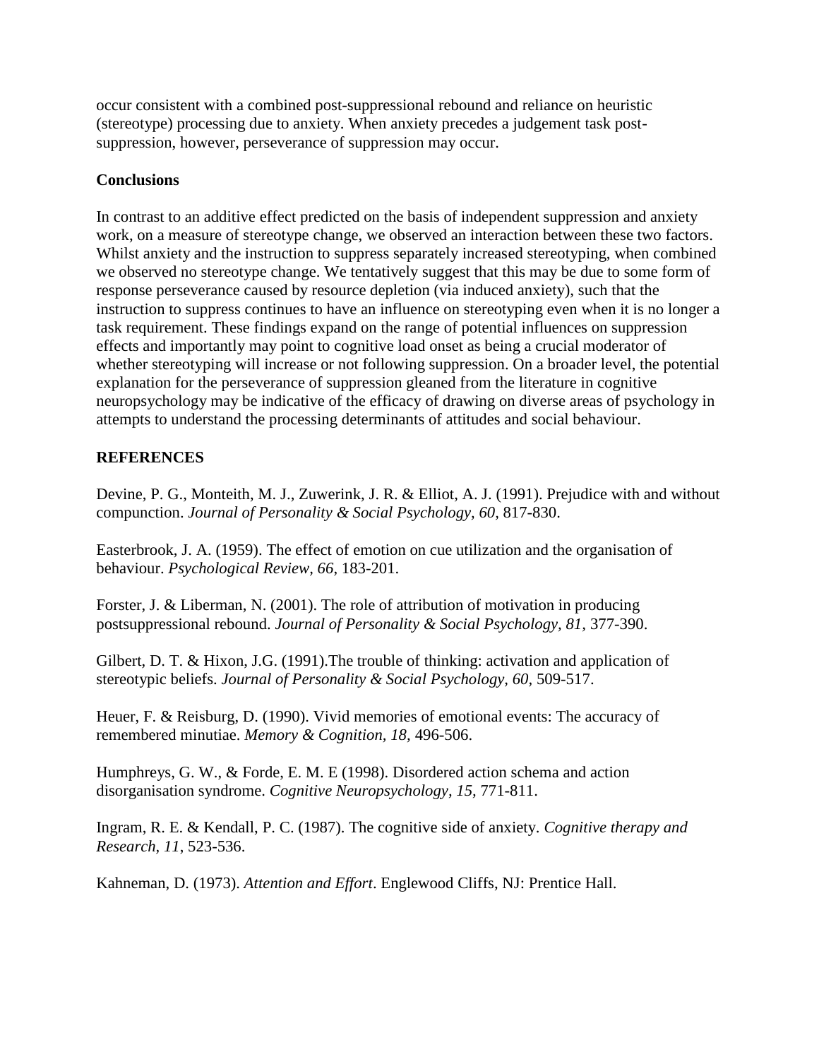occur consistent with a combined post-suppressional rebound and reliance on heuristic (stereotype) processing due to anxiety. When anxiety precedes a judgement task post-suppression, however, perseverance of suppression may occur.

**Conclusions**

In contrast to an additive effect predicted on the basis of independent suppression and anxiety work, on a measure of stereotype change, we observed an interaction between these two factors. Whilst anxiety and the instruction to suppress separately increased stereotyping, when combined we observed no stereotype change. We tentatively suggest that this may be due to some form of response perseverance caused by resource depletion (via induced anxiety), such that the instruction to suppress continues to have an influence on stereotyping even when it is no longer a task requirement. These findings expand on the range of potential influences on suppression effects and importantly may point to cognitive load onset as being a crucial moderator of whether stereotyping will increase or not following suppression. On a broader level, the potential explanation for the perseverance of suppression gleaned from the literature in cognitive neuropsychology may be indicative of the efficacy of drawing on diverse areas of psychology in attempts to understand the processing determinants of attitudes and social behaviour.

## REFERENCES

Devine, P. G., Monteith, M. J., Zuwerink, J. R. & Elliot, A. J. (1991). Prejudice with and without compunction. *Journal of Personality & Social Psychology, 60,* 817-830.

Easterbrook, J. A. (1959). The effect of emotion on cue utilization and the organisation of behaviour. *Psychological Review, 66*, 183-201.

Forster, J. & Liberman, N. (2001). The role of attribution of motivation in producing postsuppressional rebound. *Journal of Personality & Social Psychology, 81,* 377-390.

Gilbert, D. T. & Hixon, J.G. (1991).The trouble of thinking: activation and application of stereotypic beliefs. *Journal of Personality & Social Psychology, 60,* 509-517.

Heuer, F. & Reisburg, D. (1990). Vivid memories of emotional events: The accuracy of remembered minutiae. *Memory & Cognition, 18,* 496-506.

Humphreys, G. W., & Forde, E. M. E (1998). Disordered action schema and action disorganisation syndrome. *Cognitive Neuropsychology, 15,* 771-811.

Ingram, R. E. & Kendall, P. C. (1987). The cognitive side of anxiety. *Cognitive therapy and Research, 11*, 523-536.

Kahneman, D. (1973). *Attention and Effort*. Englewood Cliffs, NJ: Prentice Hall.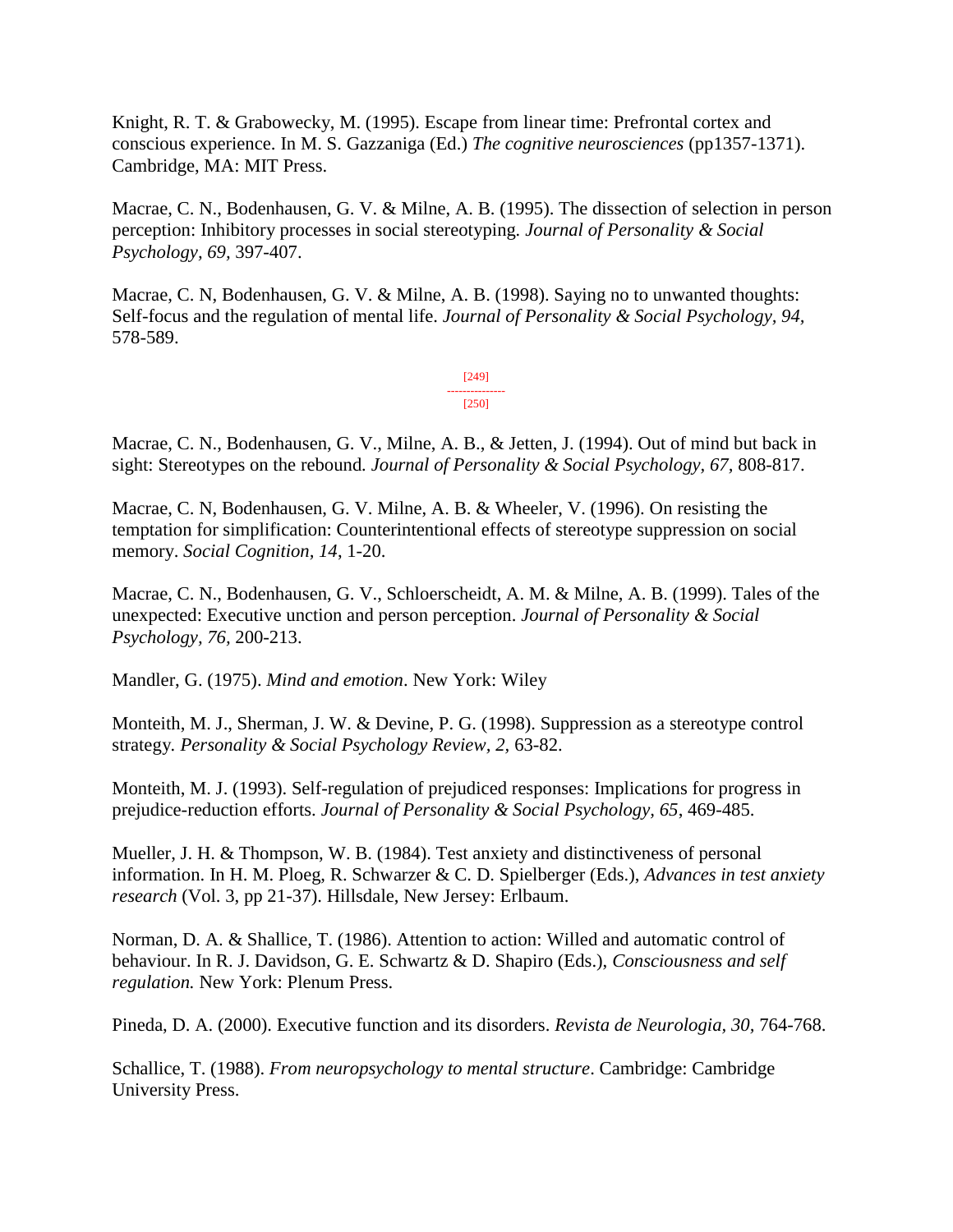Knight, R. T. & Grabowecky, M. (1995). Escape from linear time: Prefrontal cortex and conscious experience. In M. S. Gazzaniga (Ed.) *The cognitive neurosciences* (pp1357-1371). Cambridge, MA: MIT Press.

Macrae, C. N., Bodenhausen, G. V. & Milne, A. B. (1995). The dissection of selection in person perception: Inhibitory processes in social stereotyping. *Journal of Personality & Social Psychology, 69,* 397-407.

Macrae, C. N, Bodenhausen, G. V. & Milne, A. B. (1998). Saying no to unwanted thoughts: Self-focus and the regulation of mental life. *Journal of Personality & Social Psychology, 94,* 578-589.

[249]
---------------
[250]

Macrae, C. N., Bodenhausen, G. V., Milne, A. B., & Jetten, J. (1994). Out of mind but back in sight: Stereotypes on the rebound. *Journal of Personality & Social Psychology, 67,* 808-817.

Macrae, C. N, Bodenhausen, G. V. Milne, A. B. & Wheeler, V. (1996). On resisting the temptation for simplification: Counterintentional effects of stereotype suppression on social memory. *Social Cognition, 14*, 1-20.

Macrae, C. N., Bodenhausen, G. V., Schloerscheidt, A. M. & Milne, A. B. (1999). Tales of the unexpected: Executive unction and person perception. *Journal of Personality & Social Psychology, 76,* 200-213.

Mandler, G. (1975). *Mind and emotion*. New York: Wiley

Monteith, M. J., Sherman, J. W. & Devine, P. G. (1998). Suppression as a stereotype control strategy. *Personality & Social Psychology Review, 2*, 63-82.

Monteith, M. J. (1993). Self-regulation of prejudiced responses: Implications for progress in prejudice-reduction efforts. *Journal of Personality & Social Psychology, 65*, 469-485.

Mueller, J. H. & Thompson, W. B. (1984). Test anxiety and distinctiveness of personal information. In H. M. Ploeg, R. Schwarzer & C. D. Spielberger (Eds.), *Advances in test anxiety research* (Vol. 3, pp 21-37). Hillsdale, New Jersey: Erlbaum.

Norman, D. A. & Shallice, T. (1986). Attention to action: Willed and automatic control of behaviour. In R. J. Davidson, G. E. Schwartz & D. Shapiro (Eds.), *Consciousness and self regulation.* New York: Plenum Press.

Pineda, D. A. (2000). Executive function and its disorders. *Revista de Neurologia, 30,* 764-768.

Schallice, T. (1988). *From neuropsychology to mental structure*. Cambridge: Cambridge University Press.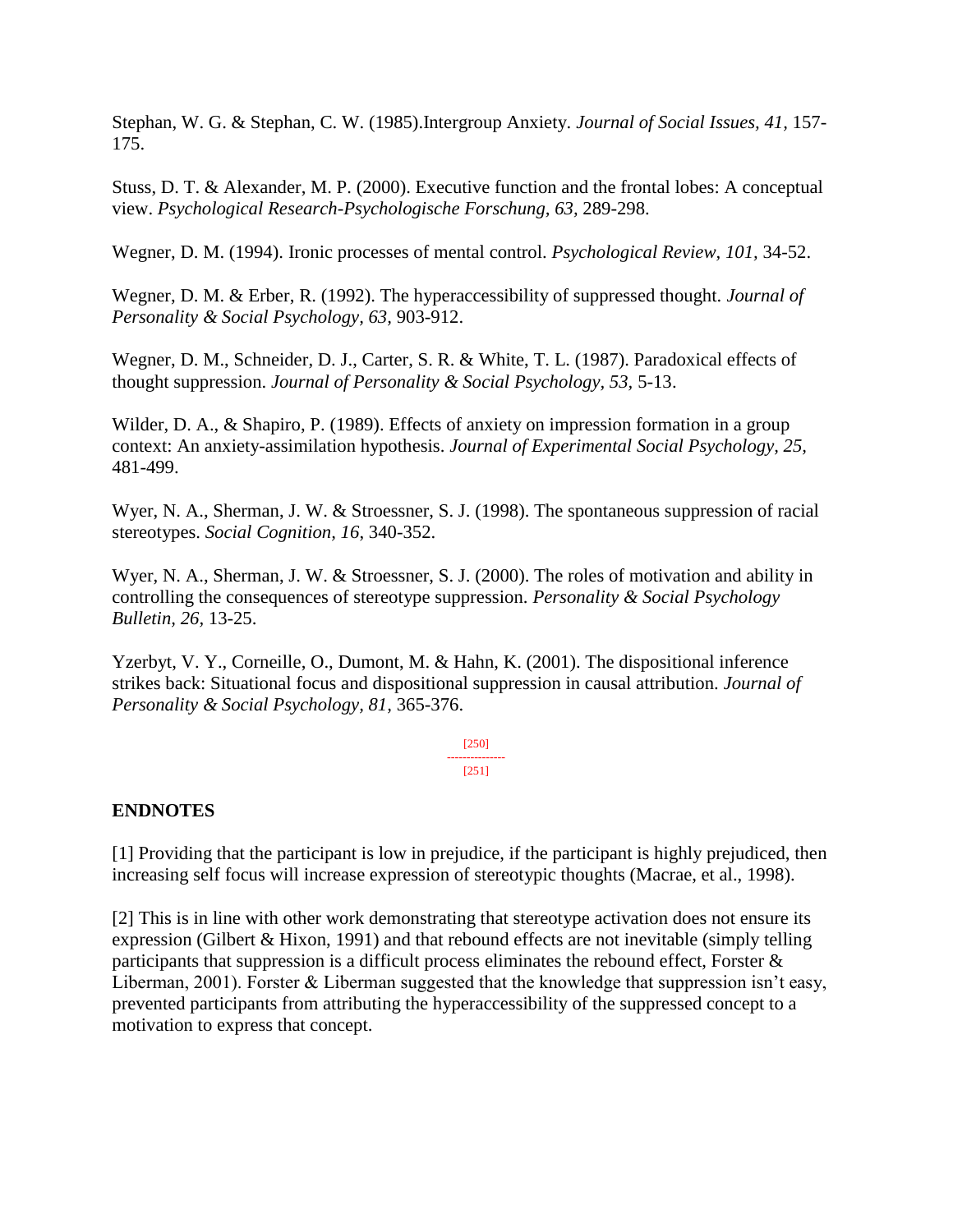Stephan, W. G. & Stephan, C. W. (1985).Intergroup Anxiety. *Journal of Social Issues, 41*, 157-175.

Stuss, D. T. & Alexander, M. P. (2000). Executive function and the frontal lobes: A conceptual view. *Psychological Research-Psychologische Forschung, 63,* 289-298.

Wegner, D. M. (1994). Ironic processes of mental control. *Psychological Review, 101,* 34-52.

Wegner, D. M. & Erber, R. (1992). The hyperaccessibility of suppressed thought. *Journal of Personality & Social Psychology, 63*, 903-912.

Wegner, D. M., Schneider, D. J., Carter, S. R. & White, T. L. (1987). Paradoxical effects of thought suppression. *Journal of Personality & Social Psychology, 53,* 5-13.

Wilder, D. A., & Shapiro, P. (1989). Effects of anxiety on impression formation in a group context: An anxiety-assimilation hypothesis. *Journal of Experimental Social Psychology, 25,* 481-499.

Wyer, N. A., Sherman, J. W. & Stroessner, S. J. (1998). The spontaneous suppression of racial stereotypes. *Social Cognition, 16*, 340-352.

Wyer, N. A., Sherman, J. W. & Stroessner, S. J. (2000). The roles of motivation and ability in controlling the consequences of stereotype suppression. *Personality & Social Psychology Bulletin, 26,* 13-25.

Yzerbyt, V. Y., Corneille, O., Dumont, M. & Hahn, K. (2001). The dispositional inference strikes back: Situational focus and dispositional suppression in causal attribution. *Journal of Personality & Social Psychology, 81*, 365-376.

**ENDNOTES**

[1] Providing that the participant is low in prejudice, if the participant is highly prejudiced, then increasing self focus will increase expression of stereotypic thoughts (Macrae, et al., 1998).

[2] This is in line with other work demonstrating that stereotype activation does not ensure its expression (Gilbert & Hixon, 1991) and that rebound effects are not inevitable (simply telling participants that suppression is a difficult process eliminates the rebound effect, Forster & Liberman, 2001). Forster & Liberman suggested that the knowledge that suppression isn't easy, prevented participants from attributing the hyperaccessibility of the suppressed concept to a motivation to express that concept.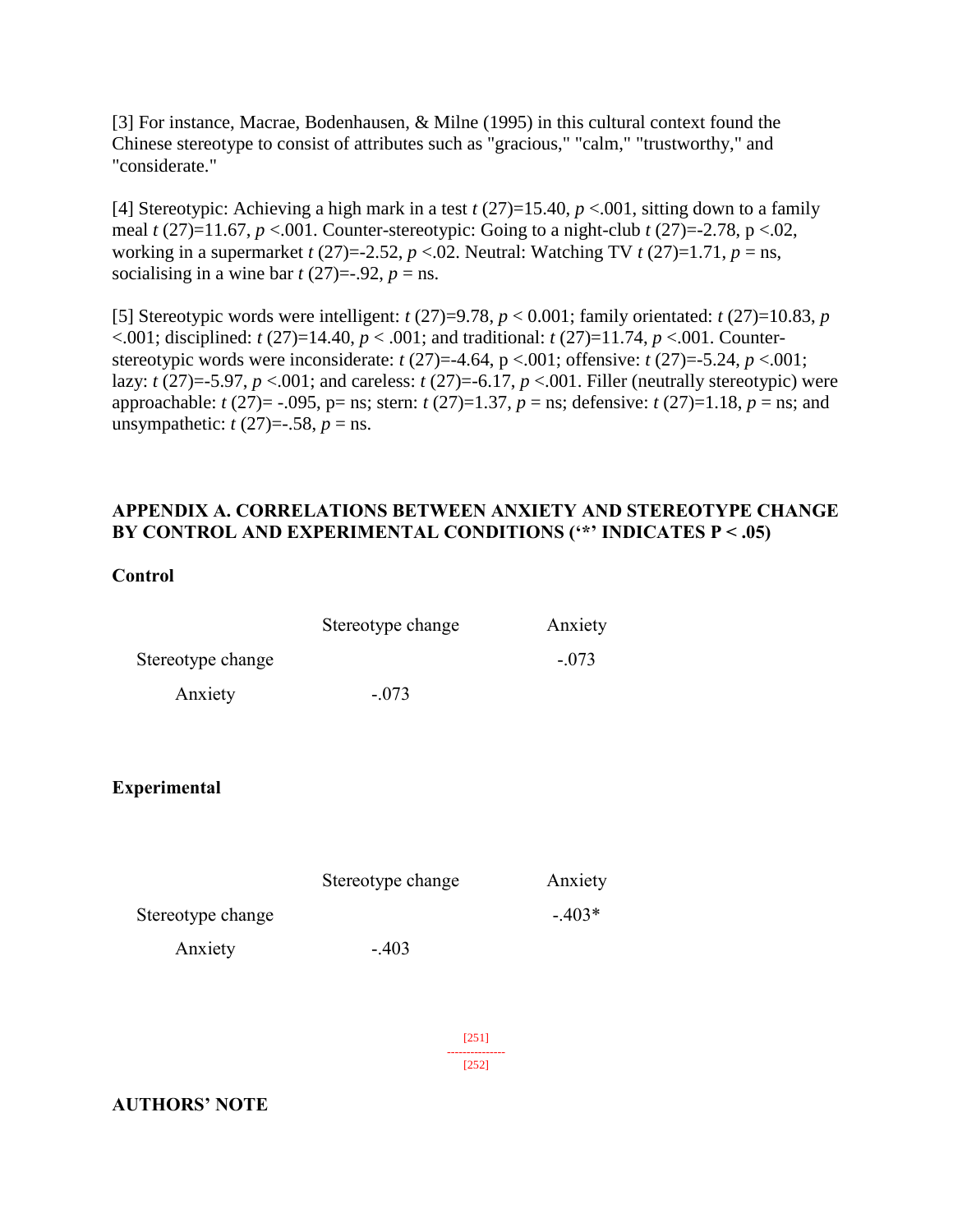[3] For instance, Macrae, Bodenhausen, & Milne (1995) in this cultural context found the Chinese stereotype to consist of attributes such as "gracious," "calm," "trustworthy," and "considerate."

[4] Stereotypic: Achieving a high mark in a test $t$ (27)=15.40, $p$ <.001, sitting down to a family meal $t$ (27)=11.67, $p$ <.001. Counter-stereotypic: Going to a night-club $t$ (27)=-2.78, p <.02, working in a supermarket $t$ (27)=-2.52, $p$ <.02. Neutral: Watching TV $t$ (27)=1.71, $p$ = ns, socialising in a wine bar $t$ (27)=-.92, $p$ = ns.

[5] Stereotypic words were intelligent: $t$ (27)=9.78, $p$ < 0.001; family orientated: $t$ (27)=10.83, $p$ <.001; disciplined: $t$ (27)=14.40, $p$ < .001; and traditional: $t$ (27)=11.74, $p$ <.001. Counter-stereotypic words were inconsiderate: $t$ (27)=-4.64, p <.001; offensive: $t$ (27)=-5.24, $p$ <.001; lazy: $t$ (27)=-5.97, $p$ <.001; and careless: $t$ (27)=-6.17, $p$ <.001. Filler (neutrally stereotypic) were approachable: $t$ (27)= -.095, p= ns; stern: $t$ (27)=1.37, $p$ = ns; defensive: $t$ (27)=1.18, $p$ = ns; and unsympathetic: $t$ (27)=-.58, $p$ = ns.

## APPENDIX A. CORRELATIONS BETWEEN ANXIETY AND STEREOTYPE CHANGE BY CONTROL AND EXPERIMENTAL CONDITIONS ('*' INDICATES P < .05)

**Control**

| | Stereotype change | Anxiety |
|---|---|---|
| Stereotype change | | -.073 |
| Anxiety | -.073 | |

**Experimental**

| | Stereotype change | Anxiety |
|---|---|---|
| Stereotype change | | -.403* |
| Anxiety | -.403 | |

## AUTHORS' NOTE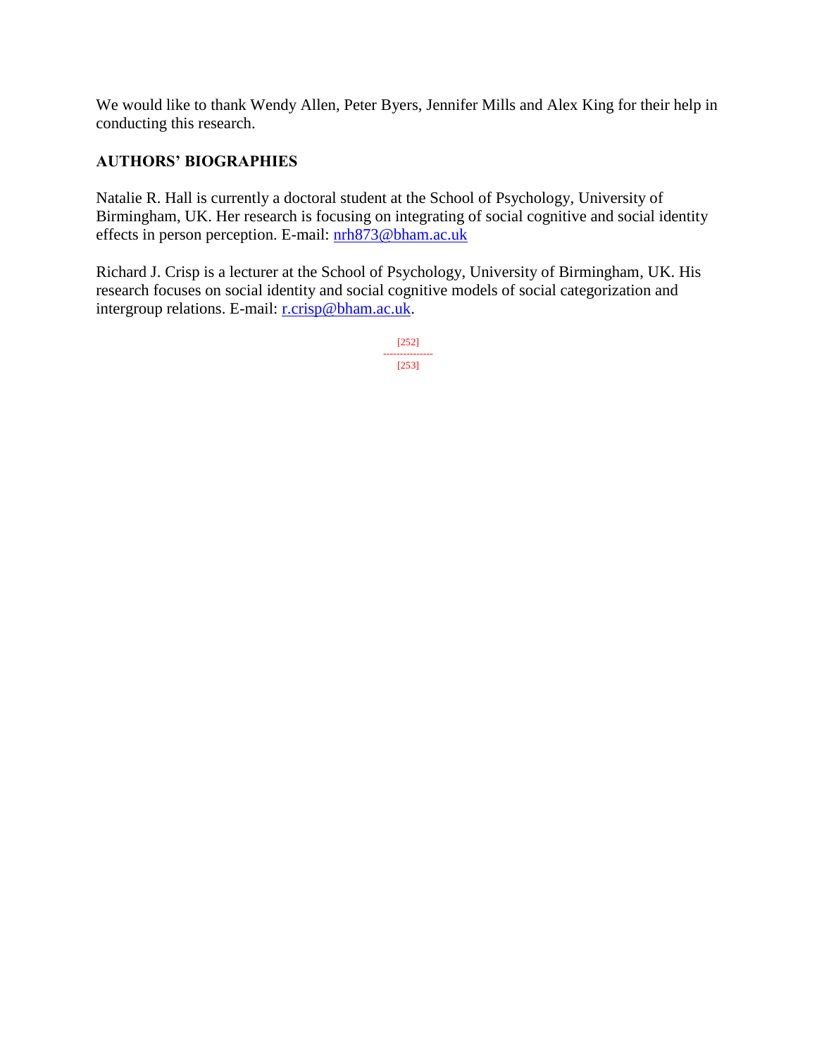We would like to thank Wendy Allen, Peter Byers, Jennifer Mills and Alex King for their help in conducting this research.

## AUTHORS' BIOGRAPHIES

Natalie R. Hall is currently a doctoral student at the School of Psychology, University of Birmingham, UK. Her research is focusing on integrating of social cognitive and social identity effects in person perception. E-mail: nrh873@bham.ac.uk

Richard J. Crisp is a lecturer at the School of Psychology, University of Birmingham, UK. His research focuses on social identity and social cognitive models of social categorization and intergroup relations. E-mail: r.crisp@bham.ac.uk.